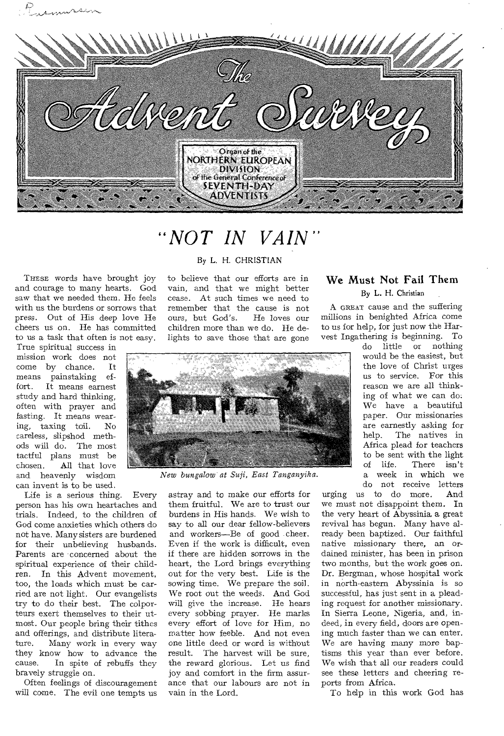# The Advent Survey

Organ of the NORTHERN EUROPEAN DIVISION of the General Conference of SEVENTH-DAY ADVENTISTS

# "NOT IN VAIN"

By L. H. CHRISTIAN

THESE words have brought joy and courage to many hearts. God saw that we needed them. He feels with us the burdens or sorrows that press. Out of His deep love He cheers us on. He has committed to us a task that often is not easy. True spiritual success in mission work does not come by chance. It means painstaking effort. It means earnest study and hard thinking, often with prayer and fasting. It means wearing, taxing toil. No careless, slipshod methods will do. The most tactful plans must be chosen. All that love and heavenly wisdom can invent is to be used.

Life is a serious thing. Every person has his own heartaches and trials. Indeed, to the children of God come anxieties which others do not have. Many sisters are burdened for their unbelieving husbands. Parents are concerned about the spiritual experience of their children. In this Advent movement, too, the loads which must be carried are not light. Our evangelists try to do their best. The colporteurs exert themselves to their utmost. Our people bring their tithes and offerings, and distribute literature. Many work in every way they know how to advance the cause. In spite of rebuffs they bravely struggle on.

Often feelings of discouragement will come. The evil one tempts us to believe that our efforts are in vain, and that we might better cease. At such times we need to remember that the cause is not ours, but God's. He loves our children more than we do. He delights to save those that are gone astray and to make our efforts for them fruitful. We are to trust our burdens in His hands. We wish to say to all our dear fellow-believers and workers—Be of good cheer. Even if the work is difficult, even if there are hidden sorrows in the heart, the Lord brings everything out for the very best. Life is the sowing time. We prepare the soil. We root out the weeds. And God will give the increase. He hears every sobbing prayer. He marks every effort of love for Him, no matter how feeble. And not even one little deed or word is without result. The harvest will be sure, the reward glorious. Let us find joy and comfort in the firm assurance that our labours are not in vain in the Lord.

*New bungalow at Suji, East Tanganyika.*

## We Must Not Fail Them

By L. H. Christian

A GREAT cause and the suffering millions in benighted Africa come to us for help, for just now the Harvest Ingathering is beginning. To do little or nothing would be the easiest, but the love of Christ urges us to service. For this reason we are all thinking of what we can do. We have a beautiful paper. Our missionaries are earnestly asking for help. The natives in Africa plead for teachers to be sent with the light of life. There isn't a week in which we do not receive letters urging us to do more. And we must not disappoint them. In the very heart of Abyssinia a great revival has begun. Many have already been baptized. Our faithful native missionary there, an ordained minister, has been in prison two months, but the work goes on. Dr. Bergman, whose hospital work in north-eastern Abyssinia is so successful, has just sent in a pleading request for another missionary. In Sierra Leone, Nigeria, and, indeed, in every field, doors are opening much faster than we can enter. We are having many more baptisms this year than ever before. We wish that all our readers could see these letters and cheering reports from Africa.

To help in this work God has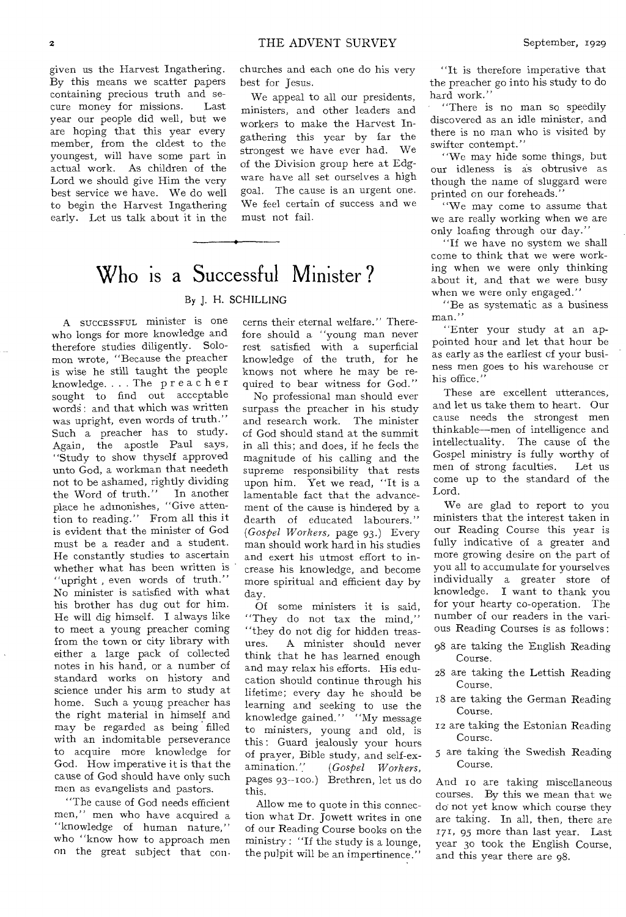given us the Harvest Ingathering. By this means we scatter papers containing precious truth and secure money for missions. Last year our people did well, but we are hoping that this year every member, from the oldest to the youngest, will have some part in actual work. As children of the Lord we should give Him the very best service we have. We do well to begin the Harvest Ingathering early. Let us talk about it in the churches and each one do his very best for Jesus.

We appeal to all our presidents, ministers, and other leaders and workers to make the Harvest Ingathering this year by far the strongest we have ever had. We of the Division group here at Edgware have all set ourselves a high goal. The cause is an urgent one. We feel certain of success and we must not fail.

# Who is a Successful Minister?

By J. H. SCHILLING

A SUCCESSFUL minister is one who longs for more knowledge and therefore studies diligently. Solomon wrote, "Because the preacher is wise he still taught the people knowledge. . . . The preacher sought to find out acceptable words: and that which was written was upright, even words of truth." Such a preacher has to study. Again, the apostle Paul says, "Study to show thyself approved unto God, a workman that needeth not to be ashamed, rightly dividing the Word of truth." In another place he admonishes, "Give attention to reading." From all this it is evident that the minister of God must be a reader and a student. He constantly studies to ascertain whether what has been written is "upright , even words of truth." No minister is satisfied with what his brother has dug out for him. He will dig himself. I always like to meet a young preacher coming from the town or city library with either a large pack of collected notes in his hand, or a number of standard works on history and science under his arm to study at home. Such a young preacher has the right material in himself and may be regarded as being filled with an indomitable perseverance to acquire more knowledge for God. How imperative it is that the cause of God should have only such men as evangelists and pastors.

"The cause of God needs efficient men," men who have acquired a "knowledge of human nature," who "know how to approach men on the great subject that concerns their eternal welfare." Therefore should a "young man never rest satisfied with a superficial knowledge of the truth, for he knows not where he may be required to bear witness for God."

No professional man should ever surpass the preacher in his study and research work. The minister of God should stand at the summit in all this; and does, if he feels the magnitude of his calling and the supreme responsibility that rests upon him. Yet we read, "It is a lamentable fact that the advancement of the cause is hindered by a dearth of educated labourers." (*Gospel Workers,* page 93.) Every man should work hard in his studies and exert his utmost effort to increase his knowledge, and become more spiritual and efficient day by day.

Of some ministers it is said, "They do not tax the mind," "they do not dig for hidden treasures. A minister should never think that he has learned enough and may relax his efforts. His education should continue through his lifetime; every day he should be learning and seeking to use the knowledge gained." "My message to ministers, young and old, is this: Guard jealously your hours of prayer, Bible study, and self-examination." (*Gospel Workers,* pages 93--100.) Brethren, let us do this.

Allow me to quote in this connection what Dr. Jowett writes in one of our Reading Course books on the ministry: "If the study is a lounge, the pulpit will be an impertinence."

"It is therefore imperative that the preacher go into his study to do hard work."

"There is no man so speedily discovered as an idle minister, and there is no man who is visited by swifter contempt."

"We may hide some things, but our idleness is as obtrusive as though the name of sluggard were printed on our foreheads."

"We may come to assume that we are really working when we are only loafing through our day."

"If we have no system we shall come to think that we were working when we were only thinking about it, and that we were busy when we were only engaged."

"Be as systematic as a business man."

"Enter your study at an appointed hour and let that hour be as early as the earliest of your business men goes to his warehouse or his office."

These are excellent utterances, and let us take them to heart. Our cause needs the strongest men thinkable—men of intelligence and intellectuality. The cause of the Gospel ministry is fully worthy of men of strong faculties. Let us come up to the standard of the Lord.

We are glad to report to you ministers that the interest taken in our Reading Course this year is fully indicative of a greater and more growing desire on the part of you all to accumulate for yourselves individually a greater store of knowledge. I want to thank you for your hearty co-operation. The number of our readers in the various Reading Courses is as follows:

98 are taking the English Reading Course.

28 are taking the Lettish Reading Course.

18 are taking the German Reading Course.

12 are taking the Estonian Reading Course.

5 are taking the Swedish Reading Course.

And 10 are taking miscellaneous courses. By this we mean that we do not yet know which course they are taking. In all, then, there are 171, 95 more than last year. Last year 30 took the English Course, and this year there are 98.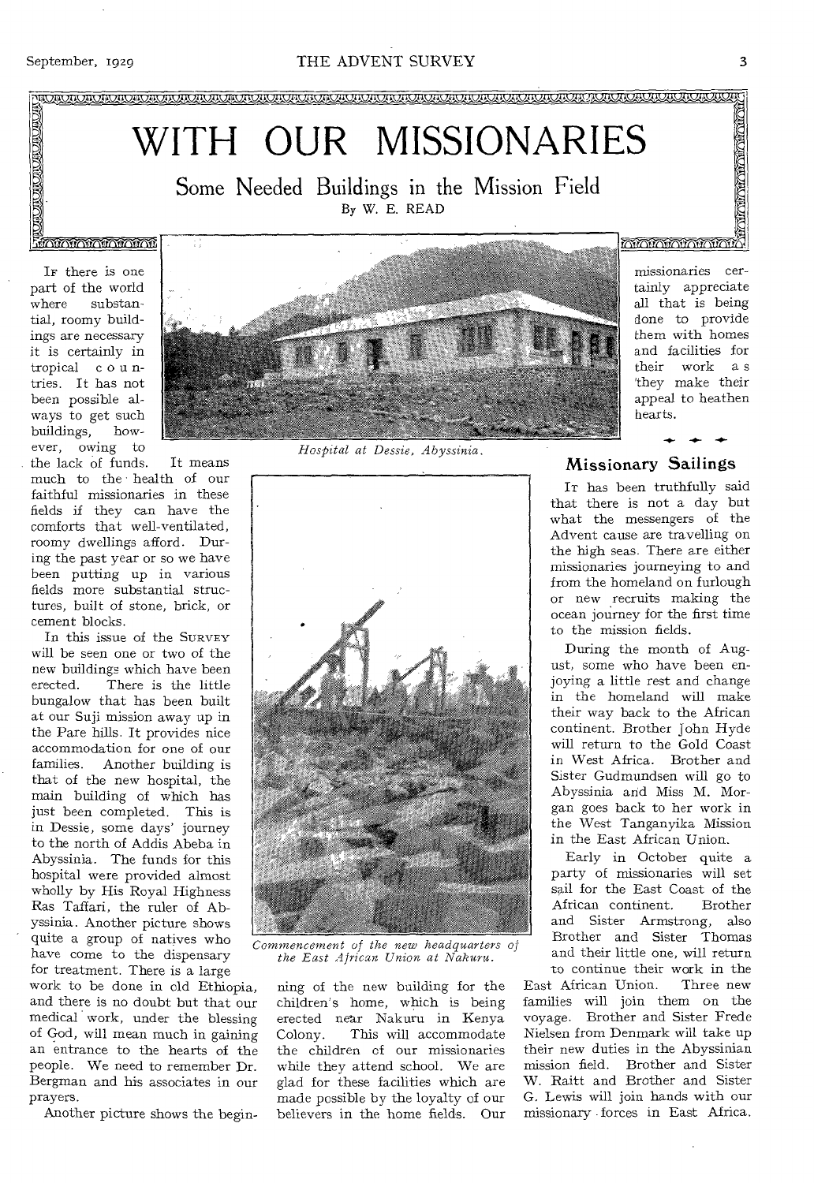# WITH OUR MISSIONARIES

## Some Needed Buildings in the Mission Field

By W. E. READ

If there is one part of the world where substantial, roomy buildings are necessary it is certainly in tropical countries. It has not been possible always to get such buildings, however, owing to the lack of funds. It means much to the health of our faithful missionaries in these fields if they can have the comforts that well-ventilated, roomy dwellings afford. During the past year or so we have been putting up in various fields more substantial structures, built of stone, brick, or cement blocks.

In this issue of the SURVEY will be seen one or two of the new buildings which have been erected. There is the little bungalow that has been built at our Suji mission away up in the Pare hills. It provides nice accommodation for one of our families. Another building is that of the new hospital, the main building of which has just been completed. This is in Dessie, some days' journey to the north of Addis Abeba in Abyssinia. The funds for this hospital were provided almost wholly by His Royal Highness Ras Taffari, the ruler of Abyssinia. Another picture shows quite a group of natives who have come to the dispensary for treatment. There is a large work to be done in old Ethiopia, and there is no doubt but that our medical work, under the blessing of God, will mean much in gaining an entrance to the hearts of the people. We need to remember Dr. Bergman and his associates in our prayers.

*Hospital at Dessie, Abyssinia.*

*Commencement of the new headquarters of the East African Union at Nakuru.*

Another picture shows the beginning of the new building for the children's home, which is being erected near Nakuru in Kenya Colony. This will accommodate the children of our missionaries while they attend school. We are glad for these facilities which are made possible by the loyalty of our believers in the home fields. Our missionaries certainly appreciate all that is being done to provide them with homes and facilities for their work as they make their appeal to heathen hearts.

### Missionary Sailings

It has been truthfully said that there is not a day but what the messengers of the Advent cause are travelling on the high seas. There are either missionaries journeying to and from the homeland on furlough or new recruits making the ocean journey for the first time to the mission fields.

During the month of August, some who have been enjoying a little rest and change in the homeland will make their way back to the African continent. Brother John Hyde will return to the Gold Coast in West Africa. Brother and Sister Gudmundsen will go to Abyssinia and Miss M. Morgan goes back to her work in the West Tanganyika Mission in the East African Union.

Early in October quite a party of missionaries will set sail for the East Coast of the African continent. Brother and Sister Armstrong, also Brother and Sister Thomas and their little one, will return to continue their work in the East African Union. Three new families will join them on the voyage. Brother and Sister Frede Nielsen from Denmark will take up their new duties in the Abyssinian mission field. Brother and Sister W. Raitt and Brother and Sister G. Lewis will join hands with our missionary forces in East Africa.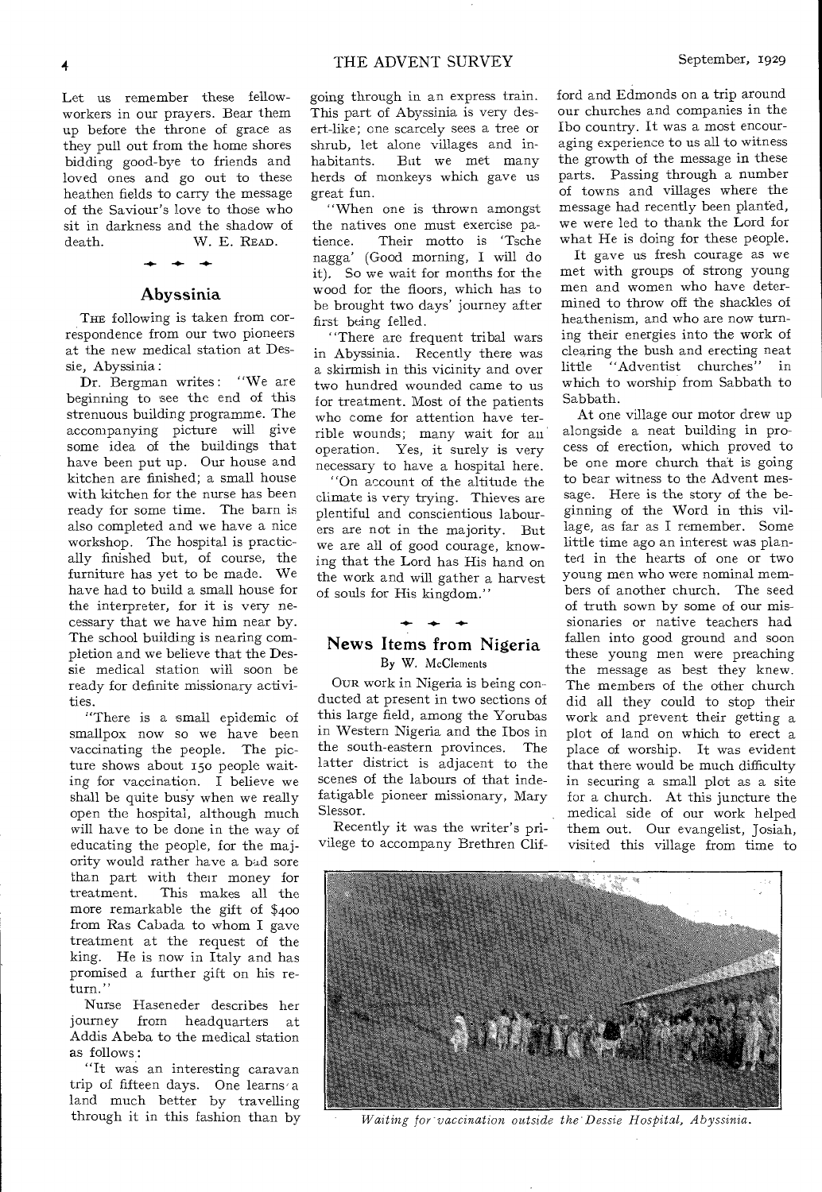Let us remember these fellow-workers in our prayers. Bear them up before the throne of grace as they pull out from the home shores bidding good-bye to friends and loved ones and go out to these heathen fields to carry the message of the Saviour's love to those who sit in darkness and the shadow of death.

W. E. READ.

## Abyssinia

THE following is taken from correspondence from our two pioneers at the new medical station at Dessie, Abyssinia:

Dr. Bergman writes: "We are beginning to see the end of this strenuous building programme. The accompanying picture will give some idea of the buildings that have been put up. Our house and kitchen are finished; a small house with kitchen for the nurse has been ready for some time. The barn is also completed and we have a nice workshop. The hospital is practically finished but, of course, the furniture has yet to be made. We have had to build a small house for the interpreter, for it is very necessary that we have him near by. The school building is nearing completion and we believe that the Dessie medical station will soon be ready for definite missionary activities.

"There is a small epidemic of smallpox now so we have been vaccinating the people. The picture shows about 150 people waiting for vaccination. I believe we shall be quite busy when we really open the hospital, although much will have to be done in the way of educating the people, for the majority would rather have a bad sore than part with their money for treatment. This makes all the more remarkable the gift of $400 from Ras Cabada to whom I gave treatment at the request of the king. He is now in Italy and has promised a further gift on his return."

Nurse Haseneder describes her journey from headquarters at Addis Abeba to the medical station as follows:

"It was an interesting caravan trip of fifteen days. One learns a land much better by travelling through it in this fashion than by going through in an express train. This part of Abyssinia is very desert-like; one scarcely sees a tree or shrub, let alone villages and inhabitants. But we met many herds of monkeys which gave us great fun.

"When one is thrown amongst the natives one must exercise patience. Their motto is 'Tsche nagga' (Good morning, I will do it). So we wait for months for the wood for the floors, which has to be brought two days' journey after first being felled.

"There are frequent tribal wars in Abyssinia. Recently there was a skirmish in this vicinity and over two hundred wounded came to us for treatment. Most of the patients who come for attention have terrible wounds; many wait for an operation. Yes, it surely is very necessary to have a hospital here.

"On account of the altitude the climate is very trying. Thieves are plentiful and conscientious labourers are not in the majority. But we are all of good courage, knowing that the Lord has His hand on the work and will gather a harvest of souls for His kingdom."

## News Items from Nigeria

By W. McClements

OUR work in Nigeria is being conducted at present in two sections of this large field, among the Yorubas in Western Nigeria and the Ibos in the south-eastern provinces. The latter district is adjacent to the scenes of the labours of that indefatigable pioneer missionary, Mary Slessor.

Recently it was the writer's privilege to accompany Brethren Clifford and Edmonds on a trip around our churches and companies in the Ibo country. It was a most encouraging experience to us all to witness the growth of the message in these parts. Passing through a number of towns and villages where the message had recently been planted, we were led to thank the Lord for what He is doing for these people.

It gave us fresh courage as we met with groups of strong young men and women who have determined to throw off the shackles of heathenism, and who are now turning their energies into the work of clearing the bush and erecting neat little "Adventist churches" in which to worship from Sabbath to Sabbath.

At one village our motor drew up alongside a neat building in process of erection, which proved to be one more church that is going to bear witness to the Advent message. Here is the story of the beginning of the Word in this village, as far as I remember. Some little time ago an interest was planted in the hearts of one or two young men who were nominal members of another church. The seed of truth sown by some of our missionaries or native teachers had fallen into good ground and soon these young men were preaching the message as best they knew. The members of the other church did all they could to stop their work and prevent their getting a plot of land on which to erect a place of worship. It was evident that there would be much difficulty in securing a small plot as a site for a church. At this juncture the medical side of our work helped them out. Our evangelist, Josiah, visited this village from time to

*Waiting for vaccination outside the Dessie Hospital, Abyssinia.*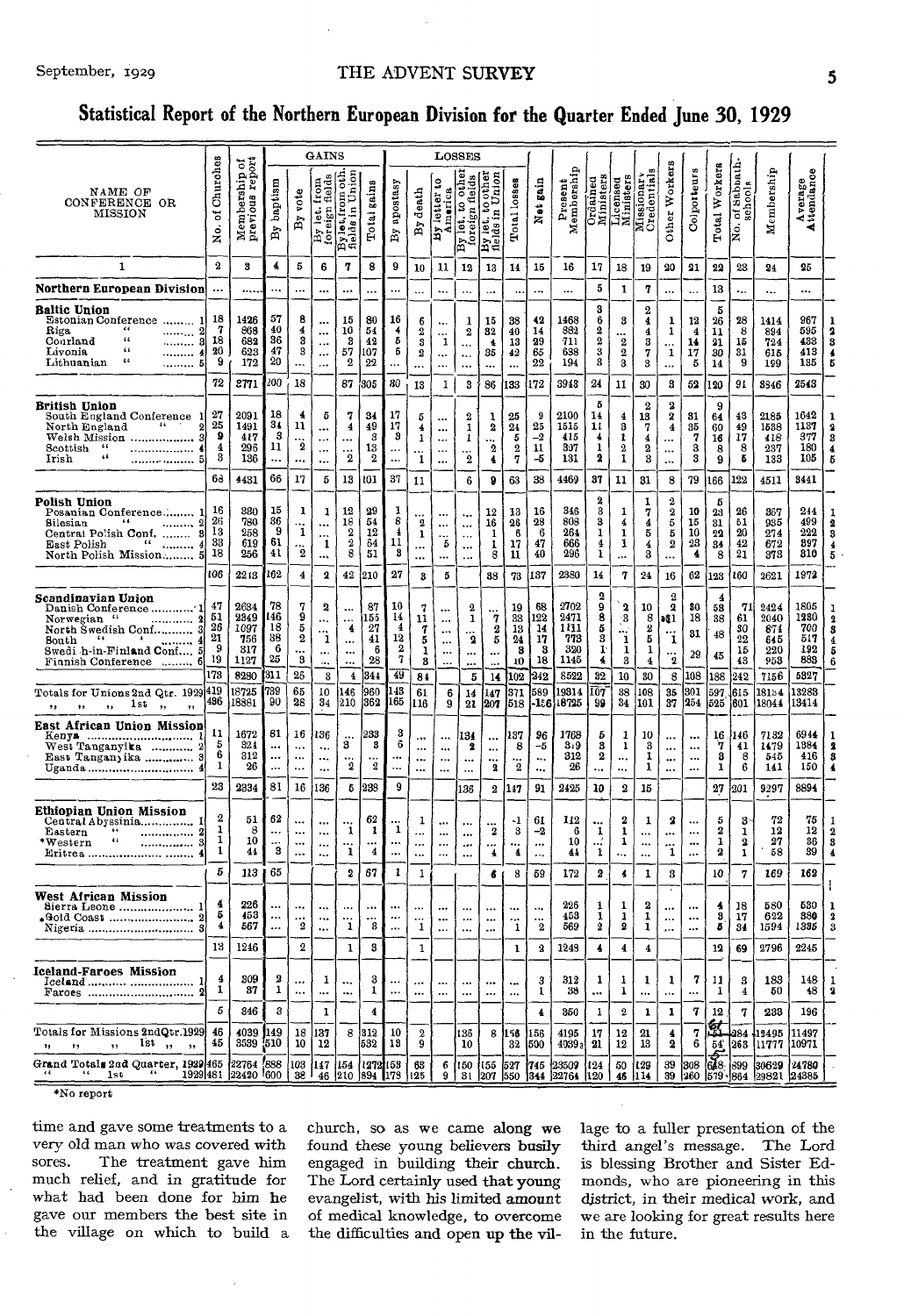## Statistical Report of the Northern European Division for the Quarter Ended June 30, 1929

| NAME OF CONFERENCE OR MISSION | No. of Churches | Membership of previous report | GAINS | | | | | LOSSES | | | | | | Net gain | Present Membership | Ordained Ministers | Licensed Ministers | Missionary Credentials | Other Workers | Colporteurs | Total Workers | No. of Sabbath-schools | Membership | Average Attendance | |
|---|---|---|---|---|---|---|---|---|---|---|---|---|---|---|---|---|---|---|---|---|---|---|---|---|---|
| | | | By baptism | By vote | By let. from foreign fields | By let. from oth. fields in Union | Total gains | By apostasy | By death | By letter to America | By let. to other foreign fields | By let. to other fields in Union | Total losses | | | | | | | | | | | | |
| 1 | 2 | 3 | 4 | 5 | 6 | 7 | 8 | 9 | 10 | 11 | 12 | 13 | 14 | 15 | 16 | 17 | 18 | 19 | 20 | 21 | 22 | 23 | 24 | 25 | |
| **Northern European Division** | ... | ...... | ... | ... | ... | ... | ... | ... | ... | ... | ... | ... | ... | ... | ... | 5 | 1 | 7 | ... | ... | 13 | ... | ... | ... | |
| **Baltic Union** | | | | | | | | | | | | | | | | 3 | | 2 | | | 5 | | | | |
| Estonian Conference | 18 | 1426 | 57 | 8 | ... | 15 | 80 | 16 | 6 | ... | 1 | 15 | 38 | 42 | 1468 | 6 | 3 | 4 | 1 | 12 | 26 | 28 | 1414 | 967 | 1 |
| Riga " | 7 | 868 | 40 | 4 | ... | 10 | 54 | 4 | 2 | ... | 2 | 32 | 40 | 14 | 882 | 2 | ... | 4 | 1 | 4 | 11 | 8 | 894 | 595 | 2 |
| Courland " | 18 | 682 | 36 | 3 | ... | 3 | 42 | 5 | 3 | 1 | ... | 4 | 13 | 29 | 711 | 2 | 2 | 3 | ... | 14 | 21 | 15 | 724 | 433 | 3 |
| Livonia " | 20 | 623 | 47 | 3 | ... | 57 | 107 | 5 | 2 | ... | ... | 35 | 42 | 65 | 688 | 3 | 2 | 7 | 1 | 17 | 30 | 31 | 615 | 413 | 4 |
| Lithuanian " | 9 | 172 | 20 | ... | ... | 2 | 22 | ... | ... | ... | ... | ... | ... | 22 | 194 | 3 | 3 | 3 | ... | 5 | 14 | 9 | 199 | 135 | 5 |
| | 72 | 2771 | 200 | 18 | | 87 | 305 | 30 | 13 | 1 | 3 | 86 | 133 | 172 | 3943 | 24 | 11 | 30 | 3 | 52 | 120 | 91 | 3846 | 2543 | |
| **British Union** | | | | | | | | | | | | | | | | 5 | | 2 | 2 | | 9 | | | | |
| South England Conference | 27 | 2091 | 18 | 4 | 5 | 7 | 34 | 17 | 5 | ... | 2 | 1 | 25 | 9 | 2100 | 14 | 4 | 13 | 2 | 31 | 64 | 43 | 2185 | 1642 | 1 |
| North England " | 25 | 1491 | 34 | 11 | ... | 4 | 49 | 17 | 4 | ... | 1 | 2 | 24 | 25 | 1515 | 11 | 3 | 7 | 4 | 35 | 60 | 49 | 1588 | 1137 | 2 |
| Welsh Mission | 9 | 417 | 3 | ... | ... | ... | 3 | 9 | 1 | ... | 1 | ... | 5 | −2 | 415 | 4 | 1 | 4 | ... | 7 | 16 | 17 | 418 | 377 | 3 |
| Scottish " | 4 | 296 | 11 | 2 | ... | ... | 13 | ... | ... | ... | ... | 2 | 2 | 11 | 307 | 1 | 2 | 2 | ... | 3 | 8 | 8 | 237 | 180 | 4 |
| Irish " | 3 | 136 | ... | ... | ... | 2 | 2 | ... | 1 | ... | 2 | 4 | 7 | −5 | 131 | 2 | 1 | 3 | ... | 3 | 9 | 5 | 133 | 105 | 5 |
| | 68 | 4431 | 66 | 17 | 5 | 13 | 101 | 37 | 11 | | 6 | 9 | 63 | 38 | 4469 | 37 | 11 | 31 | 8 | 79 | 166 | 122 | 4511 | 3441 | |
| **Polish Union** | | | | | | | | | | | | | | | | 2 | | 1 | 2 | | 5 | | | | |
| Posanian Conference | 16 | 330 | 15 | 1 | 1 | 12 | 29 | 1 | ... | ... | ... | 12 | 13 | 16 | 346 | 3 | 1 | 7 | 2 | 10 | 23 | 26 | 367 | 244 | 1 |
| Silesian " | 26 | 780 | 36 | ... | ... | 18 | 54 | 8 | 2 | ... | ... | 16 | 26 | 28 | 808 | 3 | 4 | 4 | 5 | 15 | 31 | 51 | 935 | 499 | 2 |
| Central Polish Conf. | 13 | 258 | 9 | 1 | ... | 2 | 12 | 4 | 1 | ... | ... | 1 | 6 | 6 | 264 | 1 | 1 | 5 | 5 | 10 | 22 | 20 | 274 | 222 | 3 |
| East Polish " | 33 | 619 | 61 | ... | 1 | 2 | 64 | 11 | ... | 5 | ... | 1 | 17 | 47 | 666 | 4 | 1 | 4 | 2 | 23 | 34 | 42 | 672 | 397 | 4 |
| North Polish Mission | 18 | 256 | 41 | 2 | ... | 8 | 51 | 3 | ... | ... | ... | 8 | 11 | 40 | 296 | 1 | ... | 3 | ... | 4 | 8 | 21 | 373 | 310 | 5 |
| | 106 | 2243 | 162 | 4 | 2 | 42 | 210 | 27 | 3 | 5 | | 38 | 73 | 137 | 2380 | 14 | 7 | 24 | 16 | 62 | 123 | 160 | 2621 | 1972 | |
| **Scandinavian Union** | | | | | | | | | | | | | | | | 2 | | | 2 | | 4 | | | | |
| Danish Conference | 47 | 2634 | 78 | 7 | 2 | ... | 87 | 10 | 7 | ... | 2 | ... | 19 | 68 | 2702 | 9 | 2 | 10 | 2 | 30 | 53 | 71 | 2424 | 1805 | 1 |
| Norwegian " | 51 | 2349 | 146 | 9 | ... | ... | 155 | 14 | 11 | ... | 1 | 7 | 33 | 122 | 2471 | 8 | 3 | 8 | *1 | 18 | 38 | 61 | 2040 | 1230 | 2 |
| North Swedish Conf. | 26 | 1097 | 18 | 5 | ... | 4 | 27 | 4 | 7 | ... | ... | 2 | 13 | 14 | 1111 | 5 | ... | 2 | ... | 31 | 48 | 30 | 874 | 700 | 3 |
| South " " | 21 | 756 | 38 | 2 | 1 | ... | 41 | 12 | 5 | ... | 2 | 5 | 24 | 17 | 773 | 3 | 1 | 5 | 1 | | | 22 | 645 | 517 | 4 |
| Swedish-in-Finland Conf. | 9 | 317 | 6 | ... | ... | ... | 6 | 2 | 1 | ... | ... | ... | 3 | 3 | 320 | 1 | 1 | 1 | ... | 29 | 45 | 15 | 220 | 192 | 5 |
| Finnish Conference | 19 | 1127 | 25 | 3 | ... | ... | 28 | 7 | 3 | ... | ... | ... | 10 | 18 | 1145 | 4 | 3 | 4 | 2 | | | 43 | 953 | 883 | 6 |
| | 173 | 8280 | 311 | 26 | 3 | 4 | 344 | 49 | 34 | | 5 | 14 | 102 | 242 | 8522 | 32 | 10 | 30 | 8 | 108 | 188 | 242 | 7156 | 5327 | |
| Totals for Unions 2nd Qtr. 1929 | 419 | 18725 | 739 | 65 | 10 | 146 | 960 | 143 | 61 | 6 | 14 | 147 | 371 | 589 | 19314 | 107 | 38 | 108 | 35 | 301 | 597 | 615 | 18134 | 13283 | |
| " " " 1st " " | 436 | 18881 | 90 | 28 | 34 | 210 | 362 | 165 | 116 | 9 | 21 | 207 | 518 | −156 | 18725 | 99 | 34 | 101 | 37 | 254 | 525 | 601 | 18044 | 13414 | |
| **East African Union Mission** | | | | | | | | | | | | | | | | | | | | | | | | | |
| Kenya | 11 | 1672 | 81 | 16 | 136 | ... | 233 | 3 | ... | ... | 134 | ... | 137 | 96 | 1768 | 5 | 1 | 10 | ... | ... | 16 | 146 | 7132 | 6944 | 1 |
| West Tanganyika | 5 | 324 | ... | ... | ... | 3 | 3 | 6 | ... | ... | 2 | ... | 8 | −5 | 319 | 3 | 1 | 3 | ... | ... | 7 | 41 | 1479 | 1384 | 2 |
| East Tanganyika | 6 | 312 | ... | ... | ... | ... | ... | ... | ... | ... | ... | ... | ... | ... | 312 | 2 | ... | 1 | ... | ... | 3 | 8 | 545 | 416 | 3 |
| Uganda | 1 | 26 | ... | ... | ... | 2 | 2 | ... | ... | ... | ... | 2 | 2 | ... | 26 | ... | ... | 1 | ... | ... | 1 | 6 | 141 | 150 | 4 |
| | 23 | 2334 | 81 | 16 | 136 | 5 | 238 | 9 | | | 136 | 2 | 147 | 91 | 2425 | 10 | 2 | 15 | | | 27 | 201 | 9297 | 8894 | |
| **Ethiopian Union Mission** | | | | | | | | | | | | | | | | | | | | | | | | | |
| Central Abyssinia | 2 | 51 | 62 | ... | ... | ... | 62 | ... | 1 | ... | ... | ... | 1 | 61 | 112 | ... | 2 | 1 | 2 | ... | 5 | 3 | 72 | 75 | 1 |
| Eastern " | 1 | 8 | ... | ... | ... | 1 | 1 | 1 | ... | ... | ... | 2 | 3 | −2 | 6 | 1 | 1 | ... | ... | ... | 2 | 1 | 12 | 12 | 2 |
| *Western " | 1 | 10 | ... | ... | ... | ... | ... | ... | ... | ... | ... | ... | ... | ... | 10 | ... | 1 | ... | ... | ... | 1 | 2 | 27 | 36 | 3 |
| Eritrea | 1 | 44 | 3 | ... | ... | 1 | 4 | ... | ... | ... | ... | 4 | 4 | ... | 44 | 1 | ... | ... | 1 | ... | 2 | 1 | 58 | 39 | 4 |
| | 5 | 113 | 65 | | | 2 | 67 | 1 | 1 | | | 6 | 8 | 59 | 172 | 2 | 4 | 1 | 3 | | 10 | 7 | 169 | 162 | |
| **West African Mission** | | | | | | | | | | | | | | | | | | | | | | | | | |
| Sierra Leone | 4 | 226 | ... | ... | ... | ... | ... | ... | ... | ... | ... | ... | ... | ... | 226 | 1 | 1 | 2 | ... | ... | 4 | 18 | 580 | 530 | 1 |
| *Gold Coast | 5 | 453 | ... | ... | ... | ... | ... | ... | ... | ... | ... | ... | ... | ... | 453 | 1 | 1 | 1 | ... | ... | 3 | 17 | 622 | 380 | 2 |
| Nigeria | 4 | 567 | ... | 2 | ... | 1 | 3 | ... | 1 | ... | ... | ... | 1 | 2 | 569 | 2 | 2 | 1 | ... | ... | 5 | 34 | 1594 | 1335 | 3 |
| | 13 | 1246 | | 2 | | 1 | 3 | | 1 | | | | 1 | 2 | 1248 | 4 | 4 | 4 | | | 12 | 69 | 2796 | 2245 | |
| **Iceland-Faroes Mission** | | | | | | | | | | | | | | | | | | | | | | | | | |
| Iceland | 4 | 309 | 2 | ... | 1 | ... | 3 | ... | ... | ... | ... | ... | ... | 3 | 312 | 1 | 1 | 1 | 1 | 7 | 11 | 3 | 183 | 148 | 1 |
| Faroes | 1 | 37 | 1 | ... | ... | ... | 1 | ... | ... | ... | ... | ... | ... | 1 | 38 | ... | 1 | ... | ... | ... | 1 | 4 | 50 | 48 | 2 |
| | 5 | 346 | 3 | | 1 | | 4 | | | | | | | 4 | 350 | 1 | 2 | 1 | 1 | 7 | 12 | 7 | 233 | 196 | |
| Totals for Missions 2nd Qtr. 1929 | 46 | 4039 | 149 | 18 | 137 | 8 | 312 | 10 | 2 | | 136 | 8 | 156 | 156 | 4195 | 17 | 12 | 21 | 4 | 7 | 61 | 284 | 12495 | 11497 | |
| " " " 1st " " | 45 | 3539 | 510 | 10 | 12 | | 532 | 13 | 9 | | 10 | | 32 | 500 | 4039 | 21 | 12 | 13 | 2 | 6 | 54 | 263 | 11777 | 10971 | |
| Grand Totals 2nd Quarter, 1929 | 465 | 22764 | 888 | 103 | 147 | 154 | 1272 | 153 | 63 | 6 | 150 | 155 | 527 | 745 | 23509 | 124 | 50 | 129 | 39 | 308 | 658 | 899 | 30629 | 24780 | |
| " " 1st " 1929 | 481 | 22420 | 600 | 38 | 46 | 210 | 894 | 178 | 125 | 9 | 31 | 207 | 550 | 344 | 22764 | 120 | 46 | 114 | 39 | 260 | 579 | 864 | 29821 | 24385 | |

*No report

time and gave some treatments to a very old man who was covered with sores. The treatment gave him much relief, and in gratitude for what had been done for him he gave our members the best site in the village on which to build a church, so as we came along we found these young believers busily engaged in building their church. The Lord certainly used that young evangelist, with his limited amount of medical knowledge, to overcome the difficulties and open up the village to a fuller presentation of the third angel's message. The Lord is blessing Brother and Sister Edmonds, who are pioneering in this district, in their medical work, and we are looking for great results here in the future.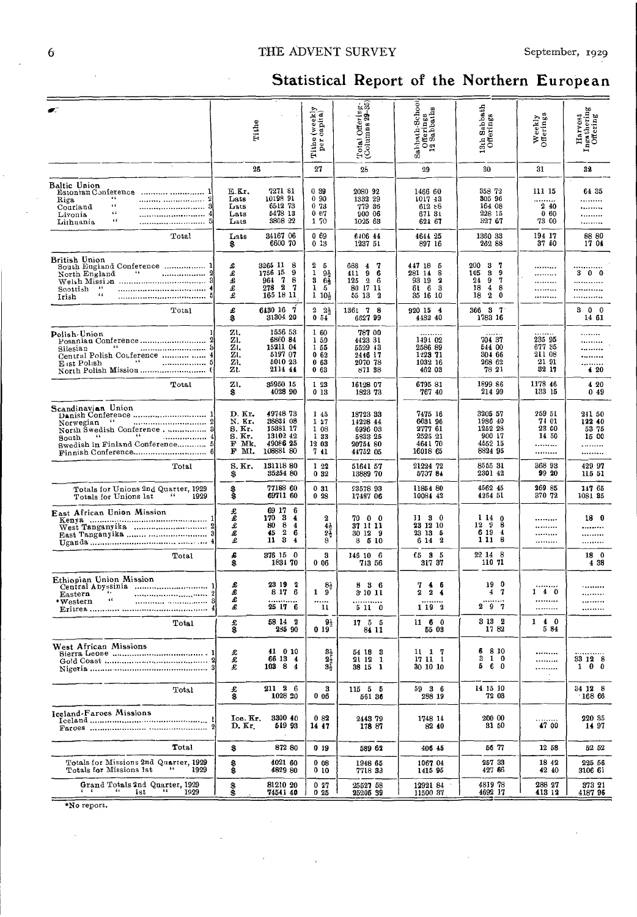## Statistical Report of the Northern European

| | Tithe | Tithe (weekly per capita) | Total Offerings (Columns 29-35) | Sabbath-School Offerings 12 Sabbaths | 13th Sabbath Offerings | Weekly Offerings | Harvest Ingathering Offering |
|---|---|---|---|---|---|---|---|
| | 26 | 27 | 28 | 29 | 30 | 31 | 32 |
| **Baltic Union** | | | | | | | |
| Estonian Conference ... 1 | E.Kr. 7271 81 | 0 39 | 2080 92 | 1466 60 | 358 72 | 111 15 | 64 35 |
| Riga " ... 2 | Lats 10198 91 | 0 90 | 1332 29 | 1017 43 | 305 96 | ......... | ......... |
| Courland " ... 3 | Lats 6512 73 | 0 73 | 779 36 | 612 s8 | 164 08 | 2 40 | ......... |
| Livonia " ... 4 | Lats 5478 13 | 0 67 | 900 06 | 671 31 | 228 15 | 0 60 | ......... |
| Lithuania " ... 5 | Lats 3808 22 | 1 70 | 1025 63 | 624 67 | 327 67 | 73 00 | ......... |
| Total | Lats 34167 06 | 0 69 | 6406 44 | 4644 25 | 1360 33 | 194 17 | 88 80 |
| | $ 6600 70 | 0 13 | 1237 51 | 897 16 | 262 88 | 37 50 | 17 04 |
| **British Union** | | | | | | | |
| South England Conference ... 1 | £ 3265 11 8 | 2 5 | 688 4 7 | 447 18 5 | 200 3 7 | ......... | ......... |
| North England " ... 2 | £ 1756 15 9 | 1 9½ | 411 9 6 | 281 14 8 | 105 3 9 | ......... | 3 0 0 |
| Welsh Mission ... 3 | £ 964 7 8 | 3 6¾ | 125 2 6 | 93 19 2 | 24 9 7 | ......... | ......... |
| Scottish " ... 4 | £ 278 2 7 | 1 5 | 80 17 11 | 61 6 3 | 18 4 8 | ......... | ......... |
| Irish " ... 5 | £ 165 18 11 | 1 10½ | 55 13 2 | 35 16 10 | 18 2 0 | ......... | ......... |
| Total | £ 6430 16 7 | 2 2½ | 1361 7 8 | 920 15 4 | 366 3 7 | | 3 0 0 |
| | $ 31304 20 | 0 54 | 6627 99 | 4482 40 | 1783 16 | | 14 61 |
| **Polish Union** ... 1 | Zl. 1556 53 | 1 60 | 787 00 | | | | |
| Posanian Conference ... 2 | Zl. 6860 84 | 1 59 | 4423 31 | 1491 02 | 704 37 | 235 95 | ......... |
| Silesian " ... 3 | Zl. 15211 04 | 1 55 | 5529 43 | 2586 89 | 544 00 | 677 35 | ......... |
| Central Polish Conference ... 4 | Zl. 5197 07 | 0 62 | 2446 17 | 1223 71 | 304 66 | 211 08 | ......... |
| East Polish " ... 5 | Zl. 5010 23 | 0 63 | 2070 78 | 1032 16 | 268 62 | 21 91 | ......... |
| North Polish Mission ... 6 | Zl. 2114 44 | 0 63 | 871 38 | 462 03 | 78 21 | 32 17 | 4 20 |
| Total | Zl. 35950 15 | 1 23 | 16128 07 | 6795 81 | 1899 86 | 1178 46 | 4 20 |
| | $ 4028 90 | 0 13 | 1823 73 | 767 40 | 214 99 | 133 15 | 0 49 |
| **Scandinavian Union** | | | | | | | |
| Danish Conference ... 1 | D. Kr. 49748 73 | 1 45 | 18723 33 | 7475 16 | 3205 57 | 259 51 | 241 50 |
| Norwegian " ... 2 | N. Kr. 38831 08 | 1 27 | 14228 44 | 6691 96 | 1986 40 | 74 01 | 122 40 |
| North Swedish Conference ... 3 | S. Kr. 15381 17 | 1 08 | 6996 03 | 2777 61 | 1252 28 | 23 60 | 53 75 |
| South " ... 4 | S. Kr. 13102 42 | 1 33 | 5833 25 | 2525 21 | 900 17 | 14 50 | 15 00 |
| Swedish in Finland Conference ... 5 | F Mk. 49086 25 | 12 03 | 20754 80 | 4641 70 | 4552 15 | ......... | ......... |
| Finnish Conference ... 6 | F Mk. 108881 80 | 7 41 | 44752 05 | 16018 65 | 8824 95 | ......... | ......... |
| Total | S. Kr. 131118 80 | 1 22 | 51641 57 | 21224 72 | 8555 31 | 368 93 | 429 97 |
| | $ 35254 80 | 0 32 | 13889 70 | 5707 84 | 2301 42 | 99 20 | 115 51 |
| Totals for Unions 2nd Quarter, 1929 | $ 77188 60 | 0 31 | 23578 93 | 11854 80 | 4562 45 | 269 85 | 147 65 |
| Totals for Unions 1st " 1929 | $ 69711 60 | 0 28 | 17487 06 | 10084 42 | 4264 51 | 370 72 | 1081 35 |
| **East African Union Mission** | £ 69 17 6 | | | | | | |
| Kenya ... 1 | £ 170 3 4 | 2 | 70 0 0 | 11 3 0 | 1 14 0 | ......... | 18 0 |
| West Tanganyika ... 2 | £ 80 8 4 | 4½ | 37 11 11 | 23 12 10 | 12 9 8 | ......... | ......... |
| East Tanganyika ... 3 | £ 45 2 6 | 2½ | 30 12 9 | 23 13 5 | 6 19 4 | ......... | ......... |
| Uganda ... 4 | £ 11 3 4 | 8 | 8 5 10 | 6 14 2 | 1 11 8 | ......... | ......... |
| Total | £ 376 15 0 | 3 | 146 10 6 | 65 3 5 | 22 14 8 | | 18 0 |
| | $ 1831 70 | 0 06 | 713 56 | 317 37 | 110 71 | | 4 38 |
| **Ethiopian Union Mission** | | | | | | | |
| Central Abyssinia ... 1 | £ 23 19 2 | 8½ | 8 3 6 | 7 4 6 | 19 0 | ......... | ......... |
| Eastern " ... 2 | £ 8 17 6 | 1 9 | 3 10 11 | 2 2 4 | 4 7 | 1 4 0 | ......... |
| *Western " ... 3 | £ ......... | ...... | ......... | ......... | ......... | ......... | ......... |
| Eritrea ... 4 | £ 25 17 6 | 11 | 5 11 0 | 1 19 2 | 2 9 7 | ......... | ......... |
| Total | £ 58 14 2 | 9½ | 17 5 5 | 11 6 0 | 3 13 2 | 1 4 0 | |
| | $ 285 90 | 0 19 | 84 11 | 55 03 | 17 82 | 5 84 | |
| **West African Missions** | | | | | | | |
| Sierra Leone ... 1 | £ 41 0 10 | 8½ | 54 18 3 | 11 1 7 | 6 8 10 | ......... | ......... |
| Gold Coast ... 2 | £ 66 13 4 | 2½ | 21 12 1 | 17 11 1 | 3 1 0 | ......... | 33 12 8 |
| Nigeria ... 3 | £ 103 8 4 | 3½ | 38 15 1 | 30 10 10 | 5 6 0 | ......... | 1 0 0 |
| Total | £ 211 2 6 | 3 | 115 5 5 | 59 3 6 | 14 15 10 | | 34 12 8 |
| | $ 1028 20 | 0 06 | 561 36 | 288 19 | 72 03 | | 168 66 |
| **Iceland-Faroes Missions** | | | | | | | |
| Iceland ... 1 | Ice. Kr. 3300 40 | 0 82 | 2443 79 | 1748 14 | 200 00 | ......... | 220 35 |
| Faroes ... 2 | D. Kr. 549 93 | 14 47 | 178 87 | 82 40 | 31 50 | 47 00 | 14 97 |
| Total | $ 872 80 | 0 19 | 589 62 | 406 45 | 56 77 | 12 58 | 52 52 |
| Totals for Missions 2nd Quarter, 1929 | $ 4021 60 | 0 08 | 1948 65 | 1067 04 | 257 33 | 18 42 | 225 56 |
| Totals for Missions 1st " 1929 | $ 4829 80 | 0 10 | 7718 33 | 1415 95 | 427 66 | 42 40 | 3106 61 |
| Grand Totals 2nd Quarter, 1929 | $ 81210 20 | 0 27 | 25527 58 | 12921 84 | 4819 78 | 288 27 | 373 21 |
| " " 1st " 1929 | $ 74541 40 | 0 25 | 25205 39 | 11500 37 | 4692 17 | 413 12 | 4187 96 |

*No report.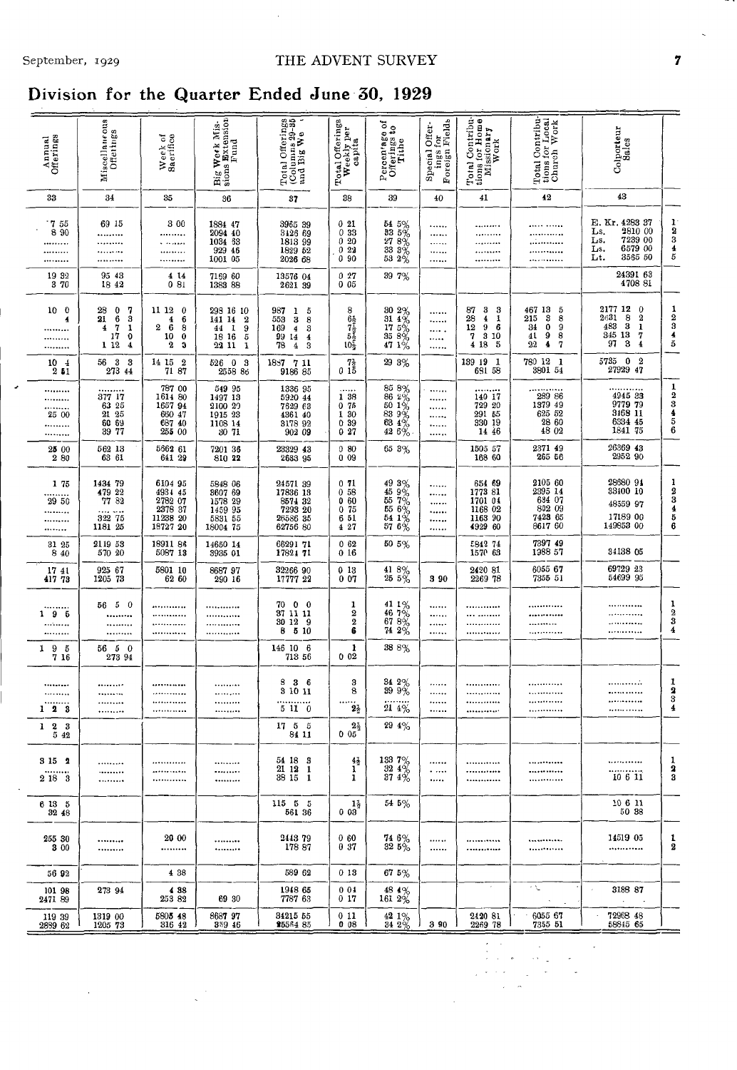## Division for the Quarter Ended June 30, 1929

| Annual Offerings | Miscellaneous Offerings | Week of Sacrifice | Big Week Missions Extension Fund | Total Offerings (Columns 29-35 and Big We | Total Offerings Weekly per capita | Percentage of Offerings to Tithe | Special Offerings for Foreign Fields | Total Contributions for Home Missionary Work | Total Contributions for Local Church Work | Colporteur Sales | |
|---|---|---|---|---|---|---|---|---|---|---|---|
| 33 | 34 | 35 | 36 | 37 | 38 | 39 | 40 | 41 | 42 | 43 | |
| 7 55 | 69 15 | 3 00 | 1884 47 | 3965 39 | 0 21 | 54 5% | ...... | ......... | ..... ...... | E. Kr. 4288 37 | 1 |
| 8 90 | ......... | ......... | 2094 40 | 3426 69 | 0 33 | 83 5% | ...... | ......... | ............ | Ls. 2810 00 | 2 |
| ......... | ......... | . ....... | 1034 63 | 1813 99 | 0 20 | 27 8% | ...... | ......... | ............ | Ls. 7239 00 | 3 |
| ......... | ......... | ......... | 929 46 | 1829 52 | 0 22 | 33 3% | ...... | ......... | ............ | Ls. 6579 00 | 4 |
| ......... | ......... | ......... | 1001 05 | 2026 68 | 0 90 | 53 2% | ...... | ......... | ............ | Lt. 3565 50 | 5 |
| 19 32 | 95 43 | 4 14 | 7169 60 | 13576 04 | 0 27 | 39 7% | | | | 24391 63 | |
| 3 70 | 18 42 | 0 81 | 1383 88 | 2621 39 | 0 05 | | | | | 4708 81 | |
| 10 0 | 28 0 7 | 11 12 0 | 298 16 10 | 987 1 5 | 8 | 30 2% | ...... | 87 3 3 | 467 13 5 | 2177 12 0 | 1 |
| 4 | 21 6 3 | 4 6 | 141 14 2 | 553 3 8 | 6½ | 31 4% | ...... | 28 4 1 | 215 3 8 | 2631 8 2 | 2 |
| ......... | 4 7 1 | 2 6 8 | 44 1 9 | 169 4 3 | 7½ | 17 5% | ...... | 12 9 6 | 34 0 9 | 483 3 1 | 3 |
| ......... | 17 0 | 10 0 | 18 16 5 | 99 14 4 | 5½ | 35 8% | ...... | 7 3 10 | 41 9 8 | 345 13 7 | 4 |
| ......... | 1 12 4 | 2 3 | 22 11 1 | 78 4 3 | 10½ | 47 1% | ...... | 4 18 5 | 22 4 7 | 97 3 4 | 5 |
| 10 4 | 56 3 3 | 14 15 2 | 526 0 3 | 1887 7 11 | 7½ | 29 3% | | 139 19 1 | 780 12 1 | 5735 0 2 | |
| 2 61 | 273 44 | 71 87 | 2558 86 | 9186 85 | 0 15 | | | 681 58 | 3801 54 | 27929 47 | |
| ......... | ......... | 787 00 | 549 95 | 1336 95 | ...... | 85 8% | ...... | ......... | ............ | ............ | 1 |
| ......... | 377 17 | 1614 80 | 1497 13 | 5920 44 | 1 38 | 86 2% | ...... | 140 17 | 289 86 | 4945 23 | 2 |
| ......... | 63 25 | 1657 94 | 2100 20 | 7529 63 | 0 75 | 50 1% | ...... | 729 20 | 1379 49 | 9779 79 | 3 |
| 25 00 | 21 25 | 660 47 | 1915 23 | 4361 40 | 1 30 | 83 9% | ...... | 291 55 | 625 52 | 3468 11 | 4 |
| ......... | 60 69 | 687 40 | 1108 14 | 3178 92 | 0 39 | 63 4% | ...... | 330 19 | 28 60 | 6334 45 | 5 |
| ......... | 39 77 | 255 00 | 30 71 | 902 09 | 0 27 | 42 6% | ...... | 14 46 | 48 02 | 1841 75 | 6 |
| 25 00 | 562 13 | 5662 61 | 7201 36 | 23229 43 | 0 80 | 65 3% | | 1505 57 | 2371 49 | 26369 43 | |
| 2 80 | 63 61 | 641 29 | 810 22 | 2633 95 | 0 09 | | | 168 60 | 265 56 | 2952 90 | |
| 1 75 | 1434 79 | 6104 95 | 5848 06 | 24571 39 | 0 71 | 49 3% | ...... | 654 69 | 2105 60 | 28680 91 | 1 |
| ......... | 479 22 | 4934 45 | 3607 69 | 17836 13 | 0 58 | 45 9% | ...... | 1773 81 | 2395 14 | 33100 10 | 2 |
| 29 50 | 77 82 | 2782 07 | 1578 29 | 8574 32 | 0 60 | 55 7% | ...... | 1701 04 | 684 07 | 48559 97 | 3 |
| ......... | .... .... | 2378 37 | 1459 95 | 7293 20 | 0 75 | 55 6% | ...... | 1168 02 | 802 09 | | 4 |
| ......... | 322 75 | 11238 20 | 5881 55 | 26586 35 | 6 51 | 54 1% | ...... | 1163 90 | 7423 65 | 17189 00 | 5 |
| ......... | 1181 25 | 18727 20 | 18004 75 | 62756 80 | 4 27 | 57 6% | ...... | 4929 60 | 8617 60 | 149653 00 | 6 |
| 31 25 | 2119 53 | 18911 84 | 14650 14 | 66291 71 | 0 62 | 50 5% | | 5842 74 | 7397 49 | 84138 05 | |
| 8 40 | 570 20 | 5087 13 | 3935 01 | 17824 71 | 0 16 | | | 1570 63 | 1988 57 | | |
| 17 41 | 925 67 | 5801 10 | 8687 97 | 32266 90 | 0 13 | 41 8% | 3 90 | 2420 81 | 6055 67 | 69729 23 | |
| 417 73 | 1205 73 | 62 60 | 290 16 | 17777 22 | 0 07 | 25 5% | | 2269 78 | 7355 51 | 54699 95 | |
| ......... | 56 5 0 | ............ | ............ | 70 0 0 | 1 | 41 1% | ...... | ............ | ............ | ............ | 1 |
| 1 9 5 | ......... | ............ | ............ | 37 11 11 | 2 | 46 7% | ...... | ... ....... | ............ | ............ | 2 |
| ......... | ......... | ............ | ............ | 30 12 9 | 2 | 67 8% | ...... | ............ | ......... | ............ | 3 |
| ......... | ......... | ............ | ............ | 8 5 10 | 6 | 74 2% | ...... | ............ | ............ | ............ | 4 |
| 1 9 5 | 56 5 0 | | | 146 10 6 | 1 | 38 8% | | | | | |
| 7 16 | 273 94 | | | 713 56 | 0 02 | | | | | | |
| ......... | ......... | ............ | ......... | 8 3 6 | 3 | 34 2% | ...... | ............ | ............ | ............ | 1 |
| ......... | ......... | ............ | ......... | 3 10 11 | 8 | 39 9% | ...... | ............ | ............ | ............ | 2 |
| ......... | ......... | ............ | ......... | ......... | ...... | ...... | ...... | ............ | ............ | ............ | 3 |
| 1 2 3 | ......... | ............ | ......... | 5 11 0 | 2½ | 21 4% | ...... | ............ | ............ | ............ | 4 |
| 1 2 3 | | | | 17 5 5 | 2½ | 29 4% | | | | | |
| 5 42 | | | | 84 11 | 0 05 | | | | | | |
| 3 15 2 | ......... | ............ | ......... | 54 18 3 | 4½ | 133 7% | ...... | ............ | ............ | ............ | 1 |
| ......... | ......... | ............ | ......... | 21 12 1 | 1 | 32 4% | ...... | ............ | ............ | ............ | 2 |
| 2 18 3 | ......... | ............ | ......... | 38 15 1 | 1 | 37 4% | ...... | ............ | ............ | 10 6 11 | 3 |
| 6 13 5 | | | | 115 5 5 | 1½ | 54 5% | | | | 10 6 11 | |
| 32 48 | | | | 561 36 | 0 03 | | | | | 50 38 | |
| 255 30 | ......... | 20 00 | ......... | 2443 79 | 0 60 | 74 6% | ...... | ............ | ............ | 14519 05 | 1 |
| 3 00 | ......... | ......... | ......... | 178 87 | 0 37 | 32 5% | ...... | ............ | ............ | ............ | 2 |
| 56 92 | | 4 38 | | 589 62 | 0 13 | 67 5% | | | | | |
| 101 98 | 273 94 | 4 38 | | 1948 65 | 0 04 | 48 4% | | | | 3188 87 | |
| 2471 89 | | 253 82 | 69 30 | 7787 63 | 0 17 | 161 2% | | | | | |
| 119 39 | 1319 00 | 5805 48 | 8687 97 | 34215 55 | 0 11 | 42 1% | 3 90 | 2420 81 | 6055 67 | 72968 48 | |
| 2889 62 | 1205 73 | 316 42 | 359 46 | 25564 85 | 0 08 | 34 2% | | 2269 78 | 7355 51 | 58845 65 | |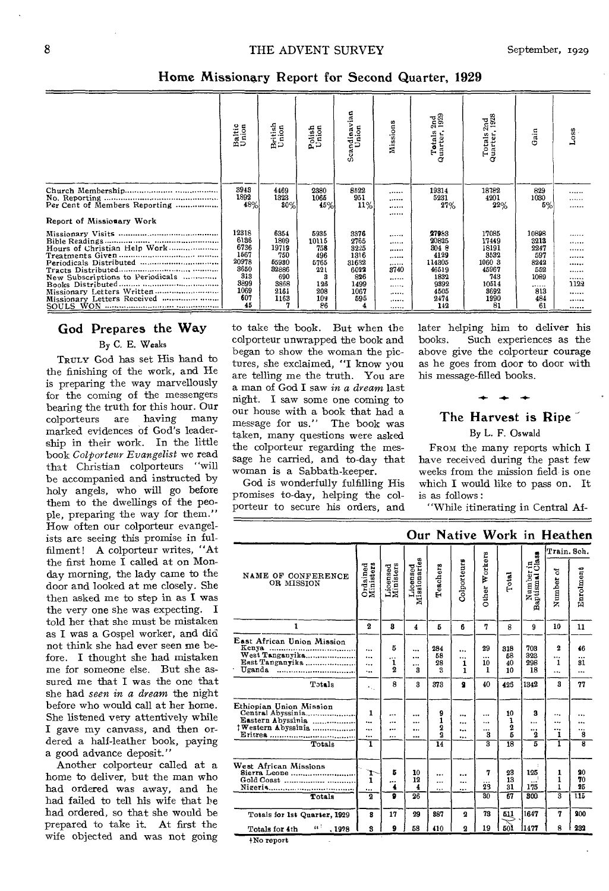## Home Missionary Report for Second Quarter, 1929

| | Baltic Union | British Union | Polish Union | Scandinavian Union | Missions | Totals 2nd Quarter, 1929 | Totals 2nd Quarter, 1928 | Gain | Loss |
|---|---|---|---|---|---|---|---|---|---|
| Church Membership | 3948 | 4469 | 2380 | 8522 | ...... | 19314 | 18782 | 829 | ...... |
| No. Reporting | 1892 | 1323 | 1065 | 951 | ...... | 5231 | 4201 | 1030 | ...... |
| Per Cent of Members Reporting | 48% | 30% | 45% | 11% | ...... | 27% | 22% | 5% | ...... |
| **Report of Missionary Work** | | | | | ...... | | | | |
| Missionary Visits | 12318 | 6354 | 5935 | 3376 | ...... | 27983 | 17085 | 10898 | ...... |
| Bible Readings | 6136 | 1809 | 10115 | 2765 | ...... | 20825 | 17449 | 3213 | ...... |
| Hours of Christian Help Work | 6736 | 19719 | 758 | 8225 | ...... | 304 8 | 18191 | 2247 | ...... |
| Treatments Given | 1567 | 750 | 496 | 1316 | ...... | 4129 | 3532 | 597 | ...... |
| Periodicals Distributed | 20978 | 55930 | 5765 | 31632 | ...... | 114305 | 1060 3 | 8242 | ...... |
| Tracts Distributed | 3650 | 32886 | 221 | 6022 | 3740 | 46519 | 45967 | 552 | ...... |
| New Subscriptions to Periodicals | 313 | 690 | 3 | 826 | ...... | 1832 | 743 | 1089 | ...... |
| Books Distributed | 3899 | 3868 | 126 | 1499 | ...... | 9392 | 10514 | ...... | 1122 |
| Missionary Letters Written | 1069 | 2161 | 208 | 1067 | ...... | 4505 | 3692 | 813 | ...... |
| Missionary Letters Received | 607 | 1163 | 109 | 595 | ...... | 2474 | 1990 | 484 | ...... |
| SOULS WON | 45 | 7 | 86 | 4 | ...... | 142 | 81 | 61 | ...... |

## God Prepares the Way

By C. E. Weaks

TRULY God has set His hand to the finishing of the work, and He is preparing the way marvellously for the coming of the messengers bearing the truth for this hour. Our colporteurs are having many marked evidences of God's leadership in their work. In the little book *Colporteur Evangelist* we read that Christian colporteurs "will be accompanied and instructed by holy angels, who will go before them to the dwellings of the people, preparing the way for them." How often our colporteur evangelists are seeing this promise in fulfilment! A colporteur writes, "At the first home I called at on Monday morning, the lady came to the door and looked at me closely. She then asked me to step in as I was the very one she was expecting. I told her that she must be mistaken as I was a Gospel worker, and did not think she had ever seen me before. I thought she had mistaken me for someone else. But she assured me that I was the one that she had *seen in a dream* the night before who would call at her home. She listened very attentively while I gave my canvass, and then ordered a half-leather book, paying a good advance deposit."

Another colporteur called at a home to deliver, but the man who had ordered was away, and he had failed to tell his wife that he had ordered, so that she would be prepared to take it. At first the wife objected and was not going to take the book. But when the colporteur unwrapped the book and began to show the woman the pictures, she exclaimed, "I know you are telling me the truth. You are a man of God I saw *in a dream* last night. I saw some one coming to our house with a book that had a message for us." The book was taken, many questions were asked the colporteur regarding the message he carried, and to-day that woman is a Sabbath-keeper.

God is wonderfully fulfilling His promises to-day, helping the colporteur to secure his orders, and later helping him to deliver his books. Such experiences as the above give the colporteur courage as he goes from door to door with his message-filled books.

## The Harvest is Ripe

By L. F. Oswald

FROM the many reports which I have received during the past few weeks from the mission field is one which I would like to pass on. It is as follows:

"While itinerating in Central Af-

## Our Native Work in Heathen

| NAME OF CONFERENCE OR MISSION | Ordained Ministers | Licensed Ministers | Licensed Missionaries | Teachers | Colporteurs | Other Workers | Total | Number in Baptismal Class | Train. Sch. | |
|---|---|---|---|---|---|---|---|---|---|---|
| | | | | | | | | | Number of | Enrolment |
| 1 | 2 | 3 | 4 | 5 | 6 | 7 | 8 | 9 | 10 | 11 |
| **East African Union Mission** | | | | | | | | | | |
| Kenya | ... | 5 | ... | 284 | ... | 29 | 318 | 703 | 2 | 46 |
| West Tanganyika | ... | ... | ... | 58 | ... | ... | 58 | 323 | ... | ... |
| East Tanganyika | ... | 1 | ... | 28 | 1 | 10 | 40 | 298 | 1 | 31 |
| Uganda | ... | 2 | 3 | 3 | 1 | 1 | 10 | 18 | ... | ... |
| Totals | ... | 8 | 3 | 373 | 2 | 40 | 425 | 1342 | 3 | 77 |
| **Ethiopian Union Mission** | | | | | | | | | | |
| Central Abyssinia | 1 | ... | ... | 9 | ... | ... | 10 | 3 | ... | ... |
| Eastern Abyssinia | ... | ... | ... | 1 | ... | ... | 1 | ... | ... | ... |
| †Western Abyssinia | ... | ... | ... | 2 | ... | ... | 2 | ... | ... | ... |
| Eritrea | ... | ... | ... | 2 | ... | 3 | 5 | 2 | 1 | 8 |
| Totals | 1 | | | 14 | | 3 | 18 | 5 | 1 | 8 |
| **West African Missions** | | | | | | | | | | |
| Sierra Leone | 1 | 5 | 10 | ... | ... | 7 | 23 | 125 | 1 | 20 |
| Gold Coast | 1 | ... | 12 | ... | ... | ... | 13 | ... | 1 | 70 |
| Nigeria | ... | 4 | 4 | ... | ... | 23 | 31 | 175 | 1 | 25 |
| Totals | 2 | 9 | 26 | | | 30 | 67 | 300 | 3 | 115 |
| Totals for 1st Quarter, 1929 | 3 | 17 | 29 | 387 | 2 | 73 | 511 | 1647 | 7 | 200 |
| Totals for 4th " , 1928 | 3 | 9 | 58 | 410 | 2 | 19 | 501 | 1477 | 8 | 232 |

†No report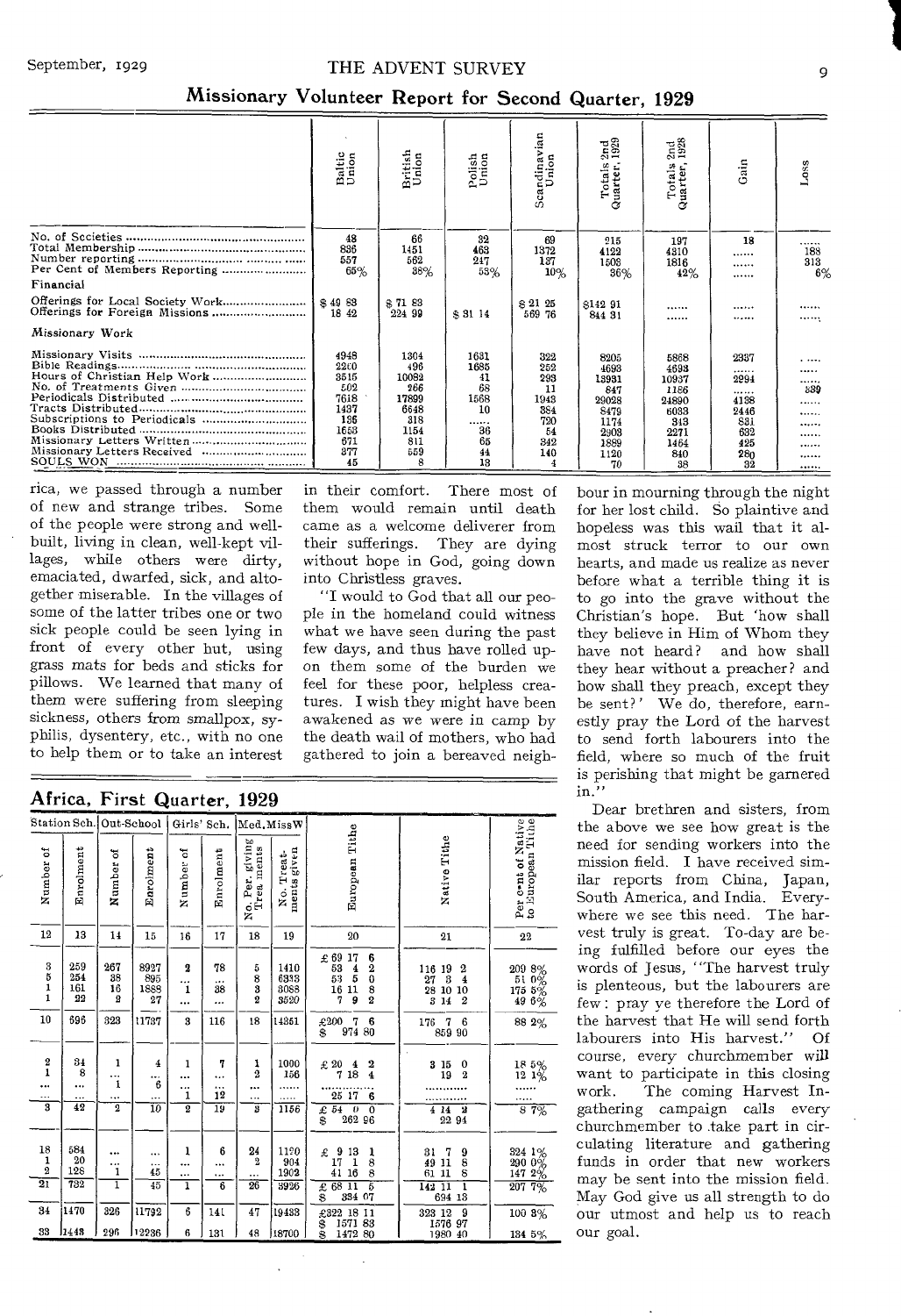## Missionary Volunteer Report for Second Quarter, 1929

| | Baltic Union | British Union | Polish Union | Scandinavian Union | Totals 2nd Quarter, 1929 | Totals 2nd Quarter, 1928 | Gain | Loss |
|---|---|---|---|---|---|---|---|---|
| No. of Societies | 48 | 66 | 32 | 69 | 215 | 197 | 18 | ...... |
| Total Membership | 836 | 1451 | 463 | 1372 | 4122 | 4310 | ...... | 188 |
| Number reporting | 557 | 562 | 247 | 137 | 1503 | 1816 | ...... | 313 |
| Per Cent of Members Reporting | 65% | 38% | 55% | 10% | 36% | 42% | ...... | 6% |
| **Financial** | | | | | | | | |
| Offerings for Local Society Work | $ 49 83 | $ 71 83 | | $ 21 25 | $142 91 | ...... | ...... | ...... |
| Offerings for Foreign Missions | 18 42 | 224 99 | $ 31 14 | 569 76 | 844 31 | ...... | ...... | ...... |
| **Missionary Work** | | | | | | | | |
| Missionary Visits | 4948 | 1304 | 1631 | 322 | 8205 | 5868 | 2337 | ...... |
| Bible Readings | 2200 | 496 | 1685 | 252 | 4693 | 4693 | ...... | ...... |
| Hours of Christian Help Work | 3515 | 10082 | 41 | 293 | 13931 | 10937 | 2994 | ...... |
| No. of Treatments Given | 502 | 266 | 68 | 11 | 847 | 1186 | ...... | 339 |
| Periodicals Distributed | 7618 | 17899 | 1568 | 1943 | 29028 | 24890 | 4138 | ...... |
| Tracts Distributed | 1437 | 6648 | 10 | 384 | 8479 | 6033 | 2446 | ...... |
| Subscriptions to Periodicals | 136 | 318 | ...... | 720 | 1174 | 343 | 831 | ...... |
| Books Distributed | 1658 | 1154 | 36 | 54 | 2903 | 2271 | 632 | ...... |
| Missionary Letters Written | 671 | 811 | 65 | 342 | 1889 | 1464 | 425 | ...... |
| Missionary Letters Received | 377 | 559 | 44 | 140 | 1120 | 840 | 280 | ...... |
| SOULS WON | 45 | 8 | 13 | 4 | 70 | 38 | 32 | ...... |

rica, we passed through a number of new and strange tribes. Some of the people were strong and well-built, living in clean, well-kept villages, while others were dirty, emaciated, dwarfed, sick, and altogether miserable. In the villages of some of the latter tribes one or two sick people could be seen lying in front of every other hut, using grass mats for beds and sticks for pillows. We learned that many of them were suffering from sleeping sickness, others from smallpox, syphilis, dysentery, etc., with no one to help them or to take an interest in their comfort. There most of them would remain until death came as a welcome deliverer from their sufferings. They are dying without hope in God, going down into Christless graves.

"I would to God that all our people in the homeland could witness what we have seen during the past few days, and thus have rolled upon them some of the burden we feel for these poor, helpless creatures. I wish they might have been awakened as we were in camp by the death wail of mothers, who had gathered to join a bereaved neighbour in mourning through the night for her lost child. So plaintive and hopeless was this wail that it almost struck terror to our own hearts, and made us realize as never before what a terrible thing it is to go into the grave without the Christian's hope. But 'how shall they believe in Him of Whom they have not heard? and how shall they hear without a preacher? and how shall they preach, except they be sent?' We do, therefore, earnestly pray the Lord of the harvest to send forth labourers into the field, where so much of the fruit is perishing that might be garnered in."

Dear brethren and sisters, from the above we see how great is the need for sending workers into the mission field. I have received similar reports from China, Japan, South America, and India. Everywhere we see this need. The harvest truly is great. To-day are being fulfilled before our eyes the words of Jesus, "The harvest truly is plenteous, but the labourers are few: pray ye therefore the Lord of the harvest that He will send forth labourers into His harvest." Of course, every churchmember will want to participate in this closing work. The coming Harvest Ingathering campaign calls every churchmember to take part in circulating literature and gathering funds in order that new workers may be sent into the mission field. May God give us all strength to do our utmost and help us to reach our goal.

## Africa, First Quarter, 1929

| Station Sch. | | Out-School | | Girls' Sch. | | Med. Miss W | | European Tithe | Native Tithe | Per cent of Native to European Tithe |
|---|---|---|---|---|---|---|---|---|---|---|
| Number of | Enrolment | Number of | Enrolment | Number of | Enrolment | No. Per. giving Treatments | No. Treatments given | | | |
| 12 | 13 | 14 | 15 | 16 | 17 | 18 | 19 | 20 | 21 | 22 |
| 3 | 259 | 267 | 8927 | 2 | 78 | 5 | 1410 | £ 69 17 6 | 116 19 2 | 209 8% |
| 5 | 254 | 38 | 895 | ... | ... | 8 | 6333 | 53 4 2 | 27 3 4 | 51 0% |
| 1 | 161 | 16 | 1888 | 1 | 38 | 3 | 3088 | 53 5 0 | 28 10 10 | 175 5% |
| 1 | 22 | 2 | 27 | ... | ... | 2 | 3520 | 16 11 8 | 3 14 2 | 49 6% |
| | | | | | | | | 7 9 2 | | |
| 10 | 696 | 323 | 11737 | 3 | 116 | 18 | 14351 | £200 7 6 | 176 7 6 | 88 2% |
| | | | | | | | | $ 974 80 | 859 90 | |
| 2 | 34 | 1 | 4 | 1 | 7 | 1 | 1000 | £ 20 4 2 | 3 15 0 | 18 5% |
| 1 | 8 | ... | ... | ... | ... | 2 | 156 | 7 18 4 | 19 2 | 12 1% |
| ... | ... | 1 | 6 | ... | ... | ... | ...... | ............ | ............ | ...... |
| ... | ... | ... | ... | 1 | 12 | ... | ...... | 25 17 6 | ............ | ..... |
| 3 | 42 | 2 | 10 | 2 | 19 | 3 | 1156 | £ 54 0 0 | 4 14 2 | 8 7% |
| | | | | | | | | $ 262 96 | 22 94 | |
| 18 | 584 | ... | ... | 1 | 6 | 24 | 1120 | £ 9 13 1 | 31 7 9 | 324 1% |
| 1 | 20 | ... | ... | ... | ... | 2 | 904 | 17 1 8 | 49 11 8 | 290 0% |
| 2 | 128 | 1 | 45 | ... | ... | ... | 1902 | 41 16 8 | 61 11 8 | 147 2% |
| 21 | 732 | 1 | 45 | 1 | 6 | 26 | 3926 | £ 68 11 5 | 142 11 1 | 207 7% |
| | | | | | | | | $ 334 07 | 694 13 | |
| 34 | 1470 | 326 | 11792 | 6 | 141 | 47 | 19433 | £322 18 11 | 323 12 9 | 100 3% |
| | | | | | | | | $ 1571 83 | 1576 97 | |
| 33 | 1448 | 296 | 12236 | 6 | 131 | 48 | 18700 | $ 1472 80 | 1980 40 | 134 5% |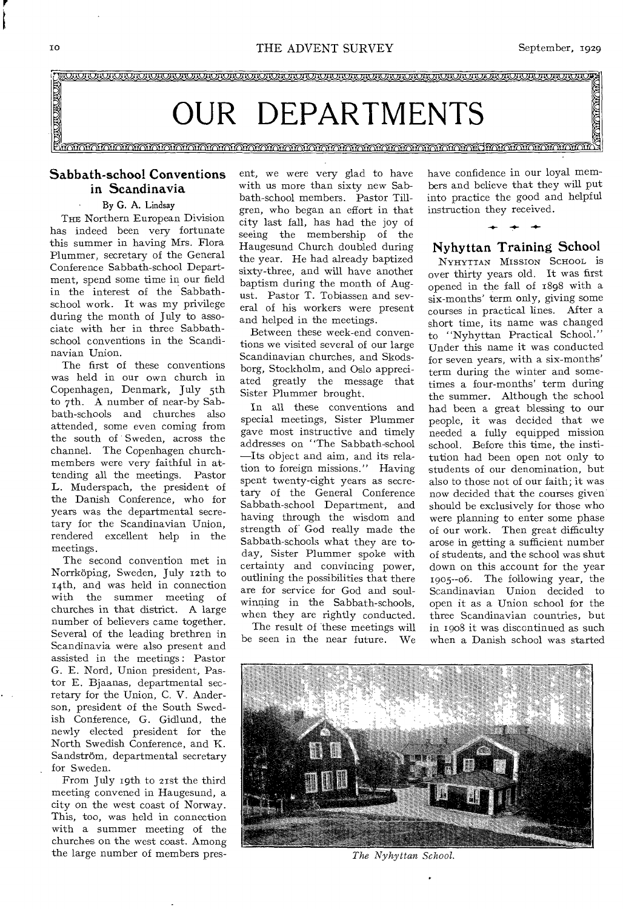# OUR DEPARTMENTS

## Sabbath-school Conventions in Scandinavia

By G. A. Lindsay

THE Northern European Division has indeed been very fortunate this summer in having Mrs. Flora Plummer, secretary of the General Conference Sabbath-school Department, spend some time in our field in the interest of the Sabbath-school work. It was my privilege during the month of July to associate with her in three Sabbath-school conventions in the Scandinavian Union.

The first of these conventions was held in our own church in Copenhagen, Denmark, July 5th to 7th. A number of near-by Sabbath-schools and churches also attended, some even coming from the south of Sweden, across the channel. The Copenhagen church-members were very faithful in attending all the meetings. Pastor L. Muderspach, the president of the Danish Conference, who for years was the departmental secretary for the Scandinavian Union, rendered excellent help in the meetings.

The second convention met in Norrköping, Sweden, July 12th to 14th, and was held in connection with the summer meeting of churches in that district. A large number of believers came together. Several of the leading brethren in Scandinavia were also present and assisted in the meetings: Pastor G. E. Nord, Union president, Pastor E. Bjaanas, departmental secretary for the Union, C. V. Anderson, president of the South Swedish Conference, G. Gidlund, the newly elected president for the North Swedish Conference, and K. Sandström, departmental secretary for Sweden.

From July 19th to 21st the third meeting convened in Haugesund, a city on the west coast of Norway. This, too, was held in connection with a summer meeting of the churches on the west coast. Among the large number of members present, we were very glad to have with us more than sixty new Sabbath-school members. Pastor Tillgren, who began an effort in that city last fall, has had the joy of seeing the membership of the Haugesund Church doubled during the year. He had already baptized sixty-three, and will have another baptism during the month of August. Pastor T. Tobiassen and several of his workers were present and helped in the meetings.

Between these week-end conventions we visited several of our large Scandinavian churches, and Skodsborg, Stockholm, and Oslo appreciated greatly the message that Sister Plummer brought.

In all these conventions and special meetings, Sister Plummer gave most instructive and timely addresses on "The Sabbath-school —Its object and aim, and its relation to foreign missions." Having spent twenty-eight years as secretary of the General Conference Sabbath-school Department, and having through the wisdom and strength of God really made the Sabbath-schools what they are today, Sister Plummer spoke with certainty and convincing power, outlining the possibilities that there are for service for God and soul-winning in the Sabbath-schools, when they are rightly conducted.

The result of these meetings will be seen in the near future. We have confidence in our loyal members and believe that they will put into practice the good and helpful instruction they received.

---

## Nyhyttan Training School

NYHYTTAN MISSION SCHOOL is over thirty years old. It was first opened in the fall of 1898 with a six-months' term only, giving some courses in practical lines. After a short time, its name was changed to "Nyhyttan Practical School." Under this name it was conducted for seven years, with a six-months' term during the winter and sometimes a four-months' term during the summer. Although the school had been a great blessing to our people, it was decided that we needed a fully equipped mission school. Before this time, the institution had been open not only to students of our denomination, but also to those not of our faith; it was now decided that the courses given should be exclusively for those who were planning to enter some phase of our work. Then great difficulty arose in getting a sufficient number of students, and the school was shut down on this account for the year 1905–06. The following year, the Scandinavian Union decided to open it as a Union school for the three Scandinavian countries, but in 1908 it was discontinued as such when a Danish school was started

*The Nyhyttan School.*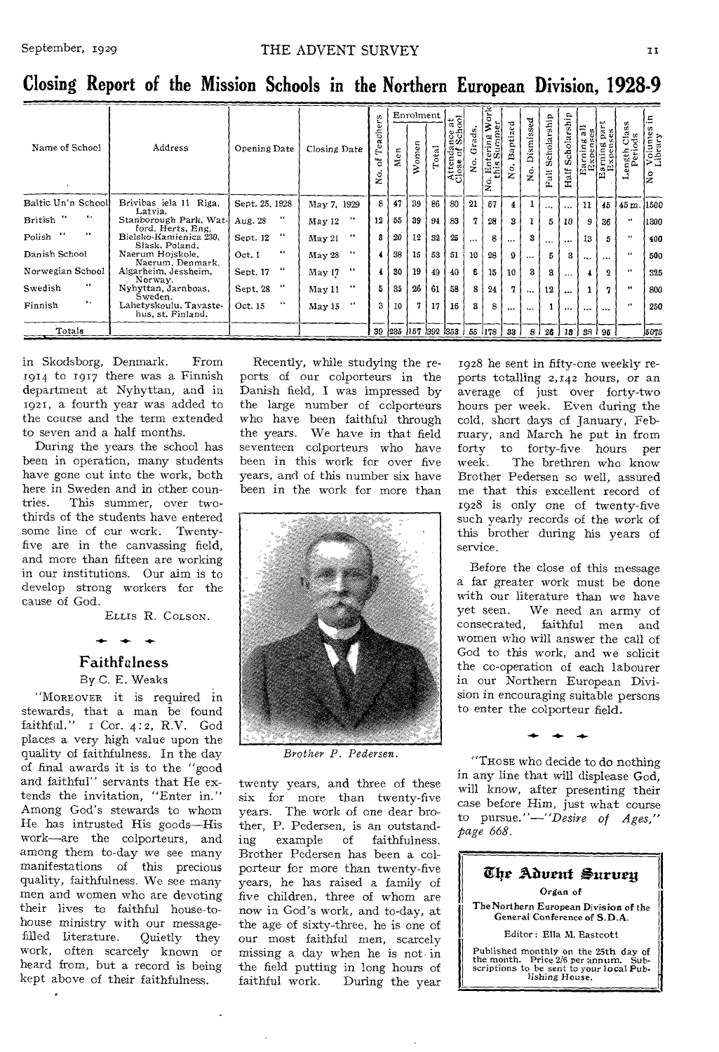# Closing Report of the Mission Schools in the Northern European Division, 1928-9

| Name of School | Address | Opening Date | Closing Date | No. of Teachers | Enrolment | | | Attendance at Close of School | No. Grads. | No. Entering Work this Summer | No. Baptized | No. Dismissed | Full Scholarship | Half Scholarship | Earning all Expenses | Earning part Expenses | Length Class Periods | No. Volumes in Library |
|---|---|---|---|---|---|---|---|---|---|---|---|---|---|---|---|---|---|---|
| | | | | | Men | Women | Total | | | | | | | | | | | |
| Baltic Un'n School | Brivibas iela 11 Riga, Latvia. | Sept. 25, 1928 | May 7, 1929 | 8 | 47 | 39 | 86 | 80 | 21 | 67 | 4 | 1 | ... | ... | 11 | 45 | 45 m. | 1500 |
| British " " | Stanborough Park, Watford, Herts, Eng. | Aug. 28 " | May 12 " | 12 | 55 | 39 | 94 | 83 | 7 | 28 | 3 | 1 | 5 | 10 | 9 | 36 | " | 1300 |
| Polish " " | Bielsko-Kamienica 230, Slask, Poland. | Sept. 12 " | May 21 " | 8 | 20 | 12 | 32 | 25 | ... | 8 | ... | 3 | ... | ... | 13 | 5 | " | 400 |
| Danish School | Naerum Hojskole, Naerum, Denmark. | Oct. 1 " | May 28 " | 4 | 38 | 15 | 53 | 51 | 10 | 28 | 9 | ... | 5 | 3 | ... | ... | " | 500 |
| Norwegian School | Algarheim, Jessheim, Norway. | Sept. 17 " | May 17 " | 4 | 30 | 19 | 49 | 40 | 6 | 15 | 10 | 3 | 3 | ... | 4 | 2 | " | 325 |
| Swedish " | Nyhyttan, Jarnboas, Sweden. | Sept. 28 " | May 11 " | 5 | 35 | 26 | 61 | 58 | 8 | 24 | 7 | ... | 12 | ... | 1 | 7 | " | 800 |
| Finnish " | Lahetyskoulu, Tavastehus, st. Finland. | Oct. 15 " | May 15 " | 3 | 10 | 7 | 17 | 16 | 3 | 8 | ... | ... | 1 | ... | ... | ... | " | 250 |
| Totals | | | | 39 | 235 | 157 | 392 | 353 | 55 | 178 | 33 | 8 | 26 | 13 | 38 | 95 | | 5075 |

in Skodsborg, Denmark. From 1914 to 1917 there was a Finnish department at Nyhyttan, and in 1921, a fourth year was added to the course and the term extended to seven and a half months.

During the years the school has been in operation, many students have gone out into the work, both here in Sweden and in other countries. This summer, over two-thirds of the students have entered some line of our work. Twenty-five are in the canvassing field, and more than fifteen are working in our institutions. Our aim is to develop strong workers for the cause of God.

Ellis R. Colson.

## Faithfulness

By C. E. Weaks

"Moreover it is required in stewards, that a man be found faithful." 1 Cor. 4:2, R.V. God places a very high value upon the quality of faithfulness. In the day of final awards it is to the "good and faithful" servants that He extends the invitation, "Enter in." Among God's stewards to whom He has intrusted His goods—His work—are the colporteurs, and among them to-day we see many manifestations of this precious quality, faithfulness. We see many men and women who are devoting their lives to faithful house-to-house ministry with our message-filled literature. Quietly they work, often scarcely known or heard from, but a record is being kept above of their faithfulness.

Recently, while studying the reports of our colporteurs in the Danish field, I was impressed by the large number of colporteurs who have been faithful through the years. We have in that field seventeen colporteurs who have been in this work for over five years, and of this number six have been in the work for more than twenty years, and three of these six for more than twenty-five years. The work of one dear brother, P. Pedersen, is an outstanding example of faithfulness. Brother Pedersen has been a colporteur for more than twenty-five years, he has raised a family of five children, three of whom are now in God's work, and to-day, at the age of sixty-three, he is one of our most faithful men, scarcely missing a day when he is not in the field putting in long hours of faithful work. During the year

*Brother P. Pedersen.*

1928 he sent in fifty-one weekly reports totalling 2,142 hours, or an average of just over forty-two hours per week. Even during the cold, short days of January, February, and March he put in from forty to forty-five hours per week. The brethren who know Brother Pedersen so well, assured me that this excellent record of 1928 is only one of twenty-five such yearly records of the work of this brother during his years of service.

Before the close of this message a far greater work must be done with our literature than we have yet seen. We need an army of consecrated, faithful men and women who will answer the call of God to this work, and we solicit the co-operation of each labourer in our Northern European Division in encouraging suitable persons to enter the colporteur field.

"Those who decide to do nothing in any line that will displease God, will know, after presenting their case before Him, just what course to pursue."—*"Desire of Ages," page 668.*

**The Advent Survey**

Organ of

The Northern European Division of the General Conference of S.D.A.

Editor: Ella M. Eastcott

Published monthly on the 25th day of the month. Price 2/6 per annum. Subscriptions to be sent to your local Publishing House.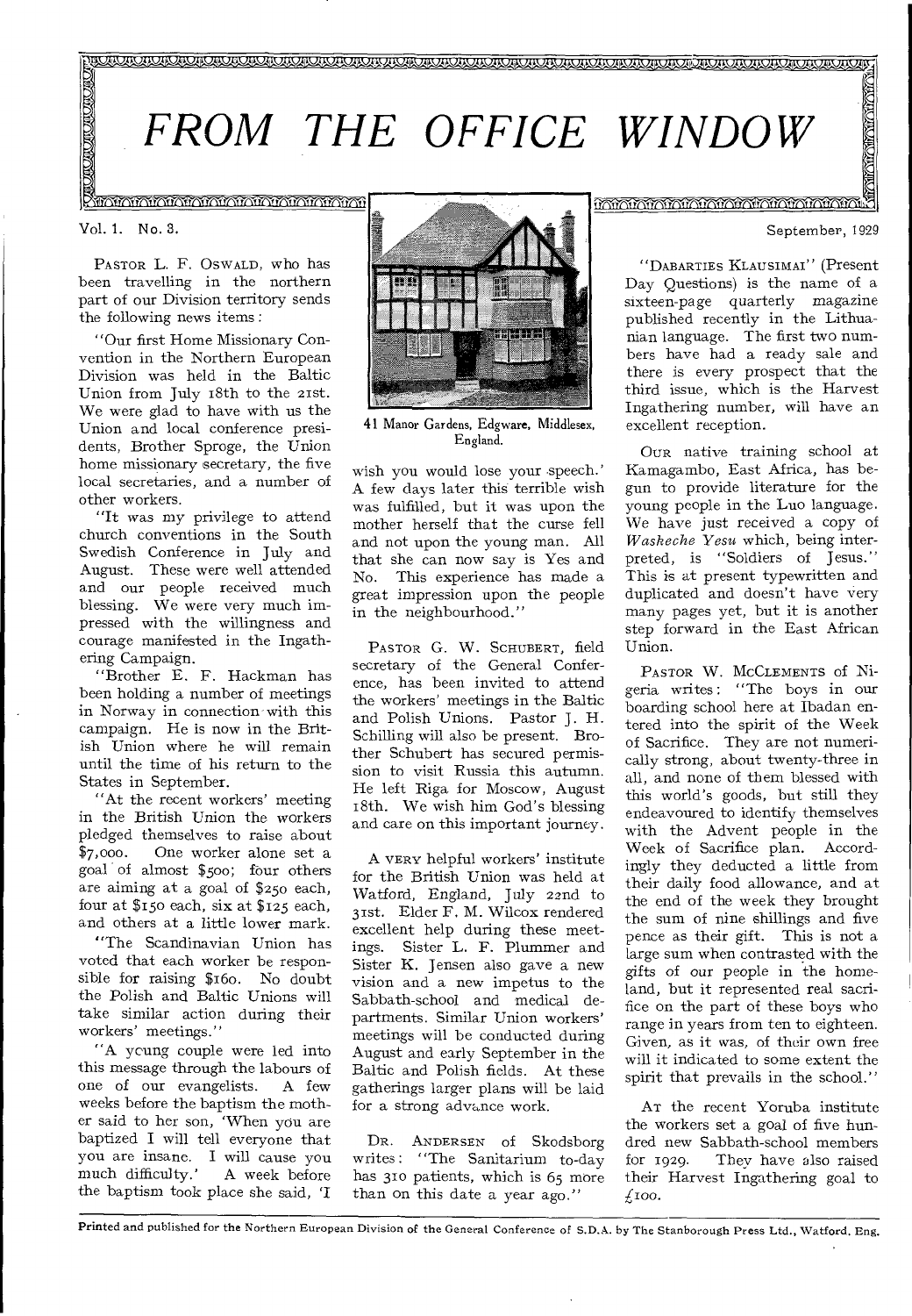# FROM THE OFFICE WINDOW

Vol. 1. No. 3. September, 1929

PASTOR L. F. OSWALD, who has been travelling in the northern part of our Division territory sends the following news items:

"Our first Home Missionary Convention in the Northern European Division was held in the Baltic Union from July 18th to the 21st. We were glad to have with us the Union and local conference presidents, Brother Sproge, the Union home missionary secretary, the five local secretaries, and a number of other workers.

"It was my privilege to attend church conventions in the South Swedish Conference in July and August. These were well attended and our people received much blessing. We were very much impressed with the willingness and courage manifested in the Ingathering Campaign.

"Brother E. F. Hackman has been holding a number of meetings in Norway in connection with this campaign. He is now in the British Union where he will remain until the time of his return to the States in September.

"At the recent workers' meeting in the British Union the workers pledged themselves to raise about $7,000. One worker alone set a goal of almost $500; four others are aiming at a goal of $250 each, four at $150 each, six at $125 each, and others at a little lower mark.

"The Scandinavian Union has voted that each worker be responsible for raising $160. No doubt the Polish and Baltic Unions will take similar action during their workers' meetings."

"A young couple were led into this message through the labours of one of our evangelists. A few weeks before the baptism the mother said to her son, 'When you are baptized I will tell everyone that you are insane. I will cause you much difficulty.' A week before the baptism took place she said, 'I wish you would lose your speech.' A few days later this terrible wish was fulfilled, but it was upon the mother herself that the curse fell and not upon the young man. All that she can now say is Yes and No. This experience has made a great impression upon the people in the neighbourhood."

41 Manor Gardens, Edgware, Middlesex, England.

PASTOR G. W. SCHUBERT, field secretary of the General Conference, has been invited to attend the workers' meetings in the Baltic and Polish Unions. Pastor J. H. Schilling will also be present. Brother Schubert has secured permission to visit Russia this autumn. He left Riga for Moscow, August 18th. We wish him God's blessing and care on this important journey.

A VERY helpful workers' institute for the British Union was held at Watford, England, July 22nd to 31st. Elder F. M. Wilcox rendered excellent help during these meetings. Sister L. F. Plummer and Sister K. Jensen also gave a new vision and a new impetus to the Sabbath-school and medical departments. Similar Union workers' meetings will be conducted during August and early September in the Baltic and Polish fields. At these gatherings larger plans will be laid for a strong advance work.

DR. ANDERSEN of Skodsborg writes: "The Sanitarium to-day has 310 patients, which is 65 more than on this date a year ago."

"DABARTIES KLAUSIMAI" (Present Day Questions) is the name of a sixteen-page quarterly magazine published recently in the Lithuanian language. The first two numbers have had a ready sale and there is every prospect that the third issue, which is the Harvest Ingathering number, will have an excellent reception.

OUR native training school at Kamagambo, East Africa, has begun to provide literature for the young people in the Luo language. We have just received a copy of *Washeche Yesu* which, being interpreted, is "Soldiers of Jesus." This is at present typewritten and duplicated and doesn't have very many pages yet, but it is another step forward in the East African Union.

PASTOR W. MCCLEMENTS of Nigeria writes: "The boys in our boarding school here at Ibadan entered into the spirit of the Week of Sacrifice. They are not numerically strong, about twenty-three in all, and none of them blessed with this world's goods, but still they endeavoured to identify themselves with the Advent people in the Week of Sacrifice plan. Accordingly they deducted a little from their daily food allowance, and at the end of the week they brought the sum of nine shillings and five pence as their gift. This is not a large sum when contrasted with the gifts of our people in the homeland, but it represented real sacrifice on the part of these boys who range in years from ten to eighteen. Given, as it was, of their own free will it indicated to some extent the spirit that prevails in the school."

AT the recent Yoruba institute the workers set a goal of five hundred new Sabbath-school members for 1929. They have also raised their Harvest Ingathering goal to £100.

Printed and published for the Northern European Division of the General Conference of S.D.A. by The Stanborough Press Ltd., Watford, Eng.